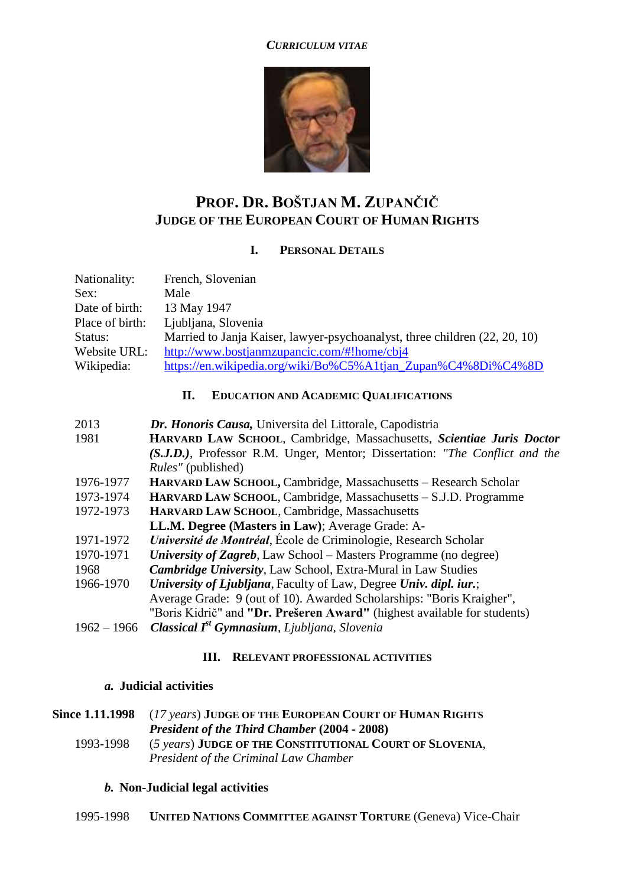*CURRICULUM VITAE*

# PROF. DR. BOŠTJAN M. ZUPANČIČ
## JUDGE OF THE EUROPEAN COURT OF HUMAN RIGHTS

### I. PERSONAL DETAILS

| | |
|---|---|
| Nationality: | French, Slovenian |
| Sex: | Male |
| Date of birth: | 13 May 1947 |
| Place of birth: | Ljubljana, Slovenia |
| Status: | Married to Janja Kaiser, lawyer-psychoanalyst, three children (22, 20, 10) |
| Website URL: | http://www.bostjanmzupancic.com/#!home/cbj4 |
| Wikipedia: | https://en.wikipedia.org/wiki/Bo%C5%A1tjan_Zupan%C4%8Di%C4%8D |

### II. EDUCATION AND ACADEMIC QUALIFICATIONS

| | |
|---|---|
| 2013 | ***Dr. Honoris Causa,*** Universita del Littorale, Capodistria |
| 1981 | **HARVARD LAW SCHOOL**, Cambridge, Massachusetts, ***Scientiae Juris Doctor (S.J.D.)***, Professor R.M. Unger, Mentor; Dissertation: *"The Conflict and the Rules"* (published) |
| 1976-1977 | **HARVARD LAW SCHOOL,** Cambridge, Massachusetts – Research Scholar |
| 1973-1974 | **HARVARD LAW SCHOOL**, Cambridge, Massachusetts – S.J.D. Programme |
| 1972-1973 | **HARVARD LAW SCHOOL**, Cambridge, Massachusetts<br>**LL.M. Degree (Masters in Law)**; Average Grade: A- |
| 1971-1972 | ***Université de Montréal***, École de Criminologie, Research Scholar |
| 1970-1971 | ***University of Zagreb***, Law School – Masters Programme (no degree) |
| 1968 | ***Cambridge University***, Law School, Extra-Mural in Law Studies |
| 1966-1970 | ***University of Ljubljana***, Faculty of Law, Degree ***Univ. dipl. iur.***;<br>Average Grade: 9 (out of 10). Awarded Scholarships: "Boris Kraigher", "Boris Kidrič" and **"Dr. Prešeren Award"** (highest available for students) |
| 1962 – 1966 | ***Classical I[st] Gymnasium****, Ljubljana, Slovenia* |

### III. RELEVANT PROFESSIONAL ACTIVITIES

#### *a.* Judicial activities

| | |
|---|---|
| **Since 1.11.1998** | (*17 years*) **JUDGE OF THE EUROPEAN COURT OF HUMAN RIGHTS**<br>***President of the Third Chamber*** **(2004 - 2008)** |
| 1993-1998 | (*5 years*) **JUDGE OF THE CONSTITUTIONAL COURT OF SLOVENIA**,<br>*President of the Criminal Law Chamber* |

#### *b.* Non-Judicial legal activities

| | |
|---|---|
| 1995-1998 | **UNITED NATIONS COMMITTEE AGAINST TORTURE** (Geneva) Vice-Chair |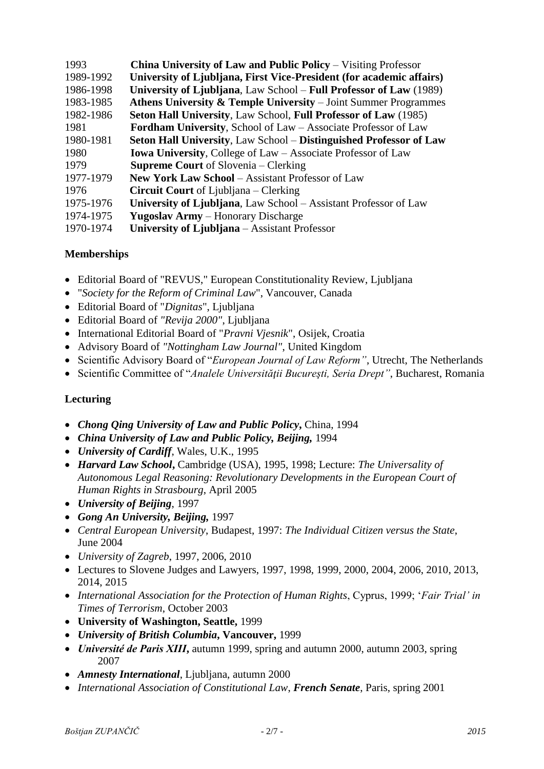| | |
|---|---|
| 1993 | **China University of Law and Public Policy** – Visiting Professor |
| 1989-1992 | **University of Ljubljana, First Vice-President (for academic affairs)** |
| 1986-1998 | **University of Ljubljana**, Law School – **Full Professor of Law** (1989) |
| 1983-1985 | **Athens University & Temple University** – Joint Summer Programmes |
| 1982-1986 | **Seton Hall University**, Law School, **Full Professor of Law** (1985) |
| 1981 | **Fordham University**, School of Law – Associate Professor of Law |
| 1980-1981 | **Seton Hall University**, Law School – **Distinguished Professor of Law** |
| 1980 | **Iowa University**, College of Law – Associate Professor of Law |
| 1979 | **Supreme Court** of Slovenia – Clerking |
| 1977-1979 | **New York Law School** – Assistant Professor of Law |
| 1976 | **Circuit Court** of Ljubljana – Clerking |
| 1975-1976 | **University of Ljubljana**, Law School – Assistant Professor of Law |
| 1974-1975 | **Yugoslav Army** – Honorary Discharge |
| 1970-1974 | **University of Ljubljana** – Assistant Professor |

## Memberships

- Editorial Board of "REVUS," European Constitutionality Review, Ljubljana
- "*Society for the Reform of Criminal Law*", Vancouver, Canada
- Editorial Board of "*Dignitas*", Ljubljana
- Editorial Board of *"Revija 2000"*, Ljubljana
- International Editorial Board of "*Pravni Vjesnik*", Osijek, Croatia
- Advisory Board of *"Nottingham Law Journal"*, United Kingdom
- Scientific Advisory Board of "*European Journal of Law Reform"*, Utrecht, The Netherlands
- Scientific Committee of "*Analele Universităţii Bucureşti, Seria Drept"*, Bucharest, Romania

## Lecturing

- ***Chong Qing University of Law and Public Policy*,** China, 1994
- ***China University of Law and Public Policy, Beijing,*** 1994
- ***University of Cardiff***, Wales, U.K., 1995
- ***Harvard Law School*,** Cambridge (USA), 1995, 1998; Lecture: *The Universality of Autonomous Legal Reasoning: Revolutionary Developments in the European Court of Human Rights in Strasbourg*, April 2005
- ***University of Beijing***, 1997
- ***Gong An University, Beijing,*** 1997
- *Central European University*, Budapest, 1997: *The Individual Citizen versus the State*, June 2004
- *University of Zagreb*, 1997, 2006, 2010
- Lectures to Slovene Judges and Lawyers, 1997, 1998, 1999, 2000, 2004, 2006, 2010, 2013, 2014, 2015
- *International Association for the Protection of Human Rights*, Cyprus, 1999; '*Fair Trial' in Times of Terrorism*, October 2003
- **University of Washington, Seattle,** 1999
- ***University of British Columbia*, Vancouver,** 1999
- ***Université de Paris XIII*,** autumn 1999, spring and autumn 2000, autumn 2003, spring 2007
- ***Amnesty International***, Ljubljana, autumn 2000
- *International Association of Constitutional Law*, ***French Senate***, Paris, spring 2001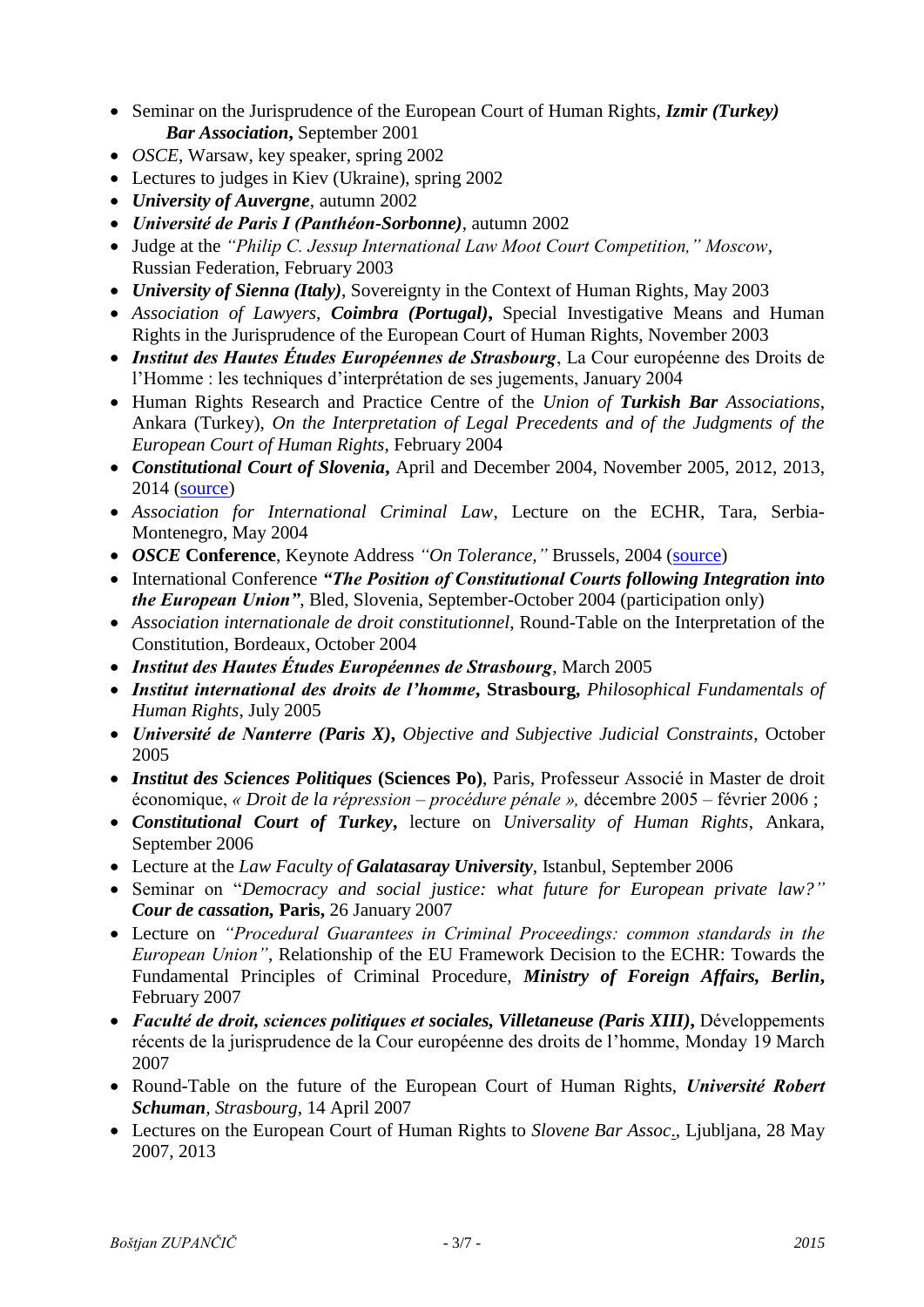- Seminar on the Jurisprudence of the European Court of Human Rights, ***Izmir (Turkey) Bar Association***, September 2001
- *OSCE*, Warsaw, key speaker, spring 2002
- Lectures to judges in Kiev (Ukraine), spring 2002
- ***University of Auvergne***, autumn 2002
- ***Université de Paris I (Panthéon-Sorbonne)***, autumn 2002
- Judge at the *"Philip C. Jessup International Law Moot Court Competition," Moscow*, Russian Federation, February 2003
- ***University of Sienna (Italy)***, Sovereignty in the Context of Human Rights, May 2003
- *Association of Lawyers*, ***Coimbra (Portugal),*** Special Investigative Means and Human Rights in the Jurisprudence of the European Court of Human Rights, November 2003
- ***Institut des Hautes Études Européennes de Strasbourg***, La Cour européenne des Droits de l'Homme : les techniques d'interprétation de ses jugements, January 2004
- Human Rights Research and Practice Centre of the *Union of **Turkish Bar** Associations*, Ankara (Turkey), *On the Interpretation of Legal Precedents and of the Judgments of the European Court of Human Rights*, February 2004
- ***Constitutional Court of Slovenia***, April and December 2004, November 2005, 2012, 2013, 2014 (source)
- *Association for International Criminal Law*, Lecture on the ECHR, Tara, Serbia-Montenegro, May 2004
- ***OSCE* Conference**, Keynote Address *"On Tolerance,"* Brussels, 2004 (source)
- International Conference ***"The Position of Constitutional Courts following Integration into the European Union"***, Bled, Slovenia, September-October 2004 (participation only)
- *Association internationale de droit constitutionnel*, Round-Table on the Interpretation of the Constitution, Bordeaux, October 2004
- ***Institut des Hautes Études Européennes de Strasbourg***, March 2005
- ***Institut international des droits de l'homme*, Strasbourg,** *Philosophical Fundamentals of Human Rights*, July 2005
- ***Université de Nanterre (Paris X),*** *Objective and Subjective Judicial Constraints*, October 2005
- ***Institut des Sciences Politiques* (Sciences Po)**, Paris, Professeur Associé in Master de droit économique, *« Droit de la répression – procédure pénale »,* décembre 2005 – février 2006 ;
- ***Constitutional Court of Turkey***, lecture on *Universality of Human Rights*, Ankara, September 2006
- Lecture at the *Law Faculty of **Galatasaray University***, Istanbul, September 2006
- Seminar on "*Democracy and social justice: what future for European private law?"* ***Cour de cassation,* Paris,** 26 January 2007
- Lecture on *"Procedural Guarantees in Criminal Proceedings: common standards in the European Union"*, Relationship of the EU Framework Decision to the ECHR: Towards the Fundamental Principles of Criminal Procedure, ***Ministry of Foreign Affairs, Berlin***, February 2007
- ***Faculté de droit, sciences politiques et sociales, Villetaneuse (Paris XIII),*** Développements récents de la jurisprudence de la Cour européenne des droits de l'homme, Monday 19 March 2007
- Round-Table on the future of the European Court of Human Rights, ***Université Robert Schuman***, *Strasbourg*, 14 April 2007
- Lectures on the European Court of Human Rights to *Slovene Bar Assoc.*, Ljubljana, 28 May 2007, 2013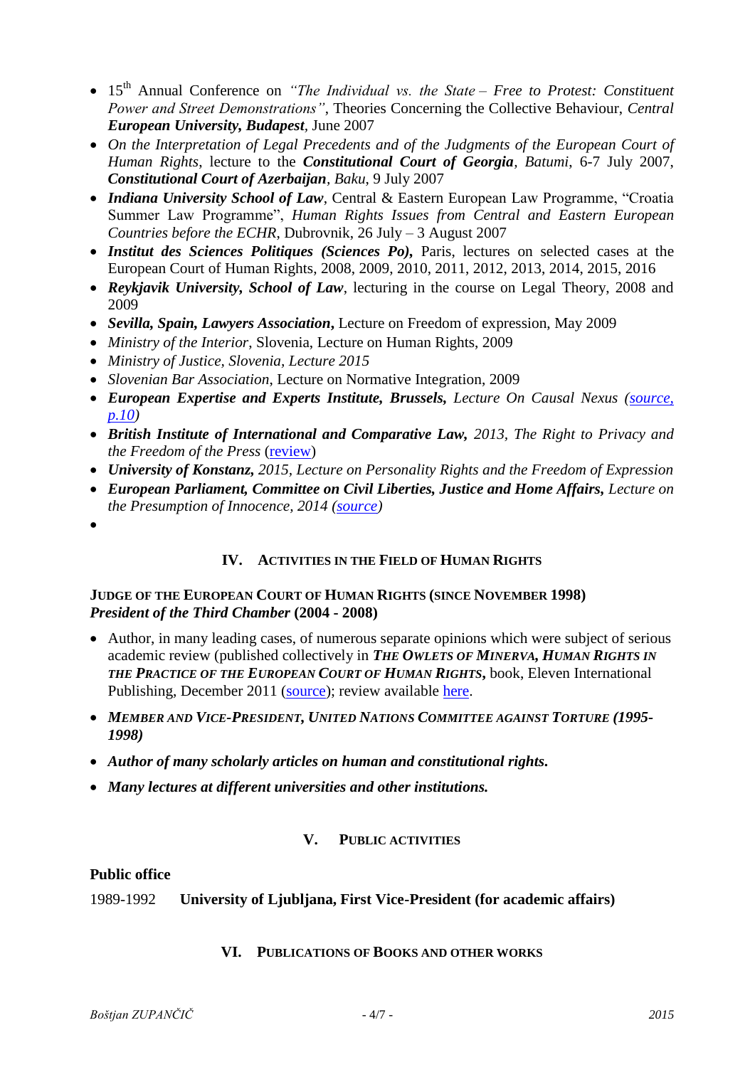- 15th Annual Conference on *"The Individual vs. the State – Free to Protest: Constituent Power and Street Demonstrations"*, Theories Concerning the Collective Behaviour, *Central **European University, Budapest***, June 2007
- *On the Interpretation of Legal Precedents and of the Judgments of the European Court of Human Rights*, lecture to the ***Constitutional Court of Georgia***, *Batumi*, 6-7 July 2007, ***Constitutional Court of Azerbaijan***, *Baku*, 9 July 2007
- ***Indiana University School of Law***, Central & Eastern European Law Programme, "Croatia Summer Law Programme", *Human Rights Issues from Central and Eastern European Countries before the ECHR*, Dubrovnik, 26 July – 3 August 2007
- ***Institut des Sciences Politiques (Sciences Po),*** Paris, lectures on selected cases at the European Court of Human Rights, 2008, 2009, 2010, 2011, 2012, 2013, 2014, 2015, 2016
- ***Reykjavik University, School of Law***, lecturing in the course on Legal Theory, 2008 and 2009
- ***Sevilla, Spain, Lawyers Association,*** Lecture on Freedom of expression, May 2009
- *Ministry of the Interior*, Slovenia, Lecture on Human Rights, 2009
- *Ministry of Justice, Slovenia, Lecture 2015*
- *Slovenian Bar Association*, Lecture on Normative Integration, 2009
- ***European Expertise and Experts Institute, Brussels,*** *Lecture On Causal Nexus (source, p.10)*
- ***British Institute of International and Comparative Law,*** *2013, The Right to Privacy and the Freedom of the Press* (review)
- ***University of Konstanz,*** *2015, Lecture on Personality Rights and the Freedom of Expression*
- ***European Parliament, Committee on Civil Liberties, Justice and Home Affairs,*** *Lecture on the Presumption of Innocence, 2014 (source)*
- 

## IV. Activities in the Field of Human Rights

**Judge of the European Court of Human Rights (since November 1998)**
***President of the Third Chamber*** **(2004 - 2008)**

- Author, in many leading cases, of numerous separate opinions which were subject of serious academic review (published collectively in ***The Owlets of Minerva, Human Rights in the Practice of the European Court of Human Rights***, book, Eleven International Publishing, December 2011 (source); review available here.
- ***Member and Vice-President, United Nations Committee against Torture (1995-1998)***
- ***Author of many scholarly articles on human and constitutional rights.***
- ***Many lectures at different universities and other institutions.***

## V. Public Activities

**Public office**

1989-1992 **University of Ljubljana, First Vice-President (for academic affairs)**

## VI. Publications of Books and Other Works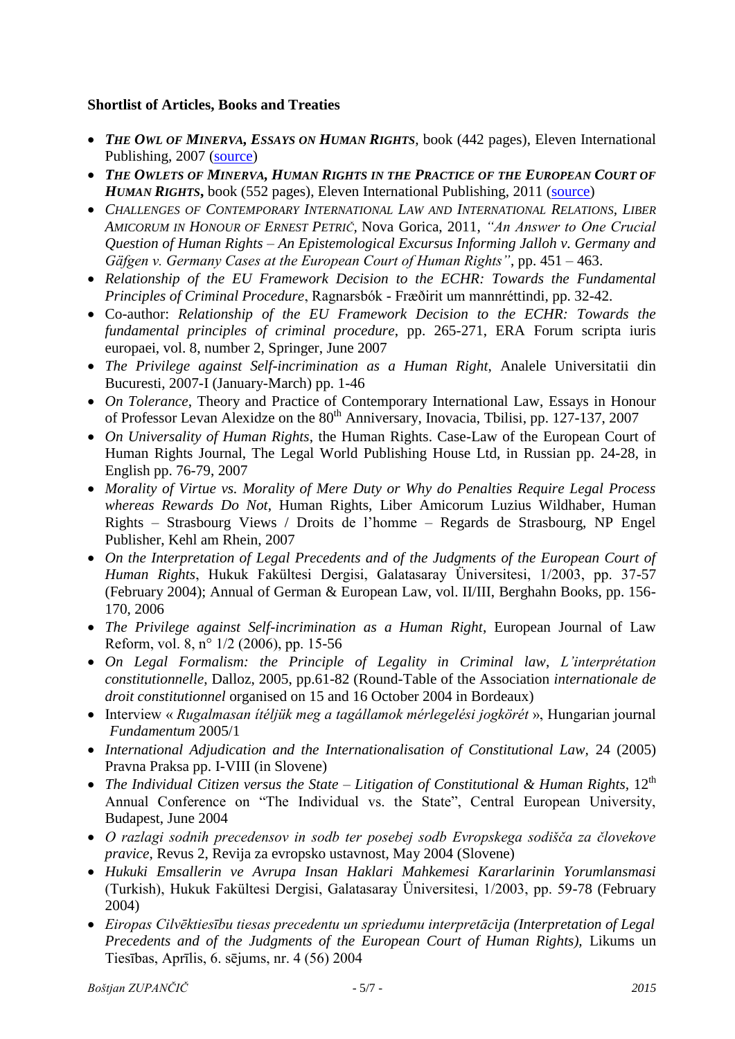**Shortlist of Articles, Books and Treaties**

- ***The Owl of Minerva, Essays on Human Rights***, book (442 pages), Eleven International Publishing, 2007 (source)
- ***The Owlets of Minerva, Human Rights in the Practice of the European Court of Human Rights***, book (552 pages), Eleven International Publishing, 2011 (source)
- *Challenges of Contemporary International Law and International Relations, Liber Amicorum in Honour of Ernest Petrič*, Nova Gorica, 2011, *"An Answer to One Crucial Question of Human Rights – An Epistemological Excursus Informing Jalloh v. Germany and Gäfgen v. Germany Cases at the European Court of Human Rights"*, pp. 451 – 463.
- *Relationship of the EU Framework Decision to the ECHR: Towards the Fundamental Principles of Criminal Procedure*, Ragnarsbók - Fræðirit um mannréttindi, pp. 32-42.
- Co-author: *Relationship of the EU Framework Decision to the ECHR: Towards the fundamental principles of criminal procedure*, pp. 265-271, ERA Forum scripta iuris europaei, vol. 8, number 2, Springer, June 2007
- *The Privilege against Self-incrimination as a Human Right*, Analele Universitatii din Bucuresti, 2007-I (January-March) pp. 1-46
- *On Tolerance*, Theory and Practice of Contemporary International Law, Essays in Honour of Professor Levan Alexidze on the 80th Anniversary, Inovacia, Tbilisi, pp. 127-137, 2007
- *On Universality of Human Rights*, the Human Rights. Case-Law of the European Court of Human Rights Journal, The Legal World Publishing House Ltd, in Russian pp. 24-28, in English pp. 76-79, 2007
- *Morality of Virtue vs. Morality of Mere Duty or Why do Penalties Require Legal Process whereas Rewards Do Not*, Human Rights, Liber Amicorum Luzius Wildhaber, Human Rights – Strasbourg Views / Droits de l'homme – Regards de Strasbourg, NP Engel Publisher, Kehl am Rhein, 2007
- *On the Interpretation of Legal Precedents and of the Judgments of the European Court of Human Rights*, Hukuk Fakültesi Dergisi, Galatasaray Üniversitesi, 1/2003, pp. 37-57 (February 2004); Annual of German & European Law, vol. II/III, Berghahn Books, pp. 156-170, 2006
- *The Privilege against Self-incrimination as a Human Right*, European Journal of Law Reform, vol. 8, n° 1/2 (2006), pp. 15-56
- *On Legal Formalism: the Principle of Legality in Criminal law*, *L'interprétation constitutionnelle*, Dalloz, 2005, pp.61-82 (Round-Table of the Association *internationale de droit constitutionnel* organised on 15 and 16 October 2004 in Bordeaux)
- Interview « *Rugalmasan ítéljük meg a tagállamok mérlegelési jogkörét* », Hungarian journal *Fundamentum* 2005/1
- *International Adjudication and the Internationalisation of Constitutional Law*, 24 (2005) Pravna Praksa pp. I-VIII (in Slovene)
- *The Individual Citizen versus the State – Litigation of Constitutional & Human Rights*, 12th Annual Conference on "The Individual vs. the State", Central European University, Budapest, June 2004
- *O razlagi sodnih precedensov in sodb ter posebej sodb Evropskega sodišča za človekove pravice*, Revus 2, Revija za evropsko ustavnost, May 2004 (Slovene)
- *Hukuki Emsallerin ve Avrupa Insan Haklari Mahkemesi Kararlarinin Yorumlansmasi* (Turkish), Hukuk Fakültesi Dergisi, Galatasaray Üniversitesi, 1/2003, pp. 59-78 (February 2004)
- *Eiropas Cilvēktiesību tiesas precedentu un spriedumu interpretācija (Interpretation of Legal Precedents and of the Judgments of the European Court of Human Rights)*, Likums un Tiesības, Aprīlis, 6. sējums, nr. 4 (56) 2004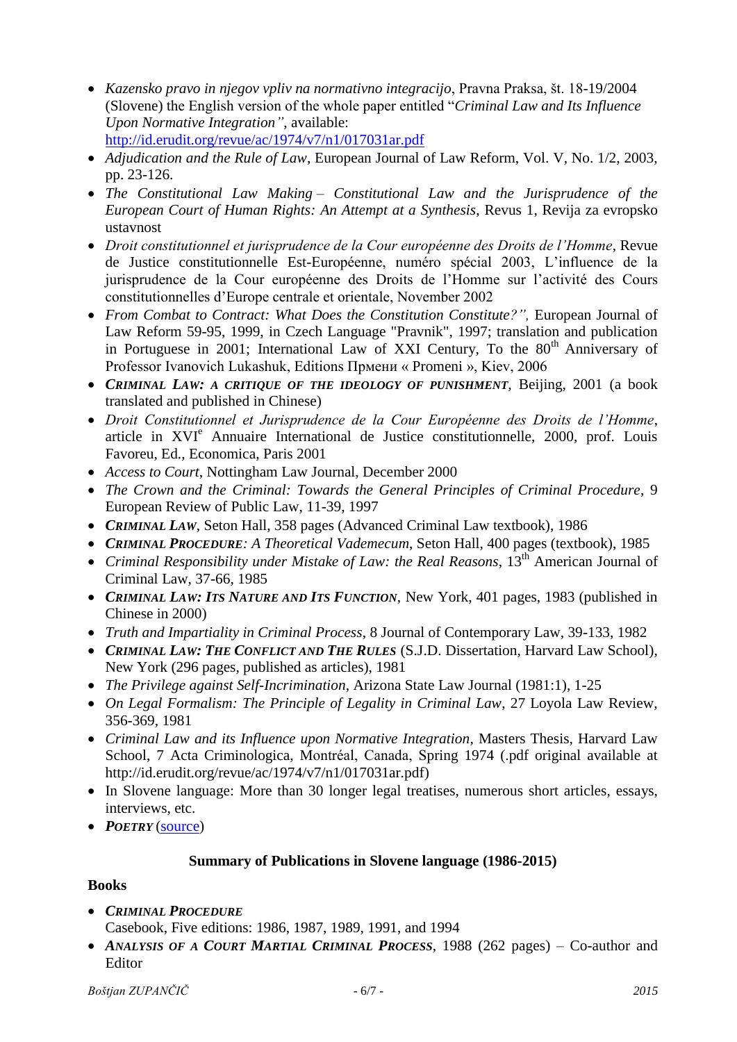- *Kazensko pravo in njegov vpliv na normativno integracijo*, Pravna Praksa, št. 18-19/2004 (Slovene) the English version of the whole paper entitled "*Criminal Law and Its Influence Upon Normative Integration"*, available: [http://id.erudit.org/revue/ac/1974/v7/n1/017031ar.pdf](http://id.erudit.org/revue/ac/1974/v7/n1/017031ar.pdf)
- *Adjudication and the Rule of Law*, European Journal of Law Reform, Vol. V, No. 1/2, 2003, pp. 23-126.
- *The Constitutional Law Making – Constitutional Law and the Jurisprudence of the European Court of Human Rights: An Attempt at a Synthesis*, Revus 1, Revija za evropsko ustavnost
- *Droit constitutionnel et jurisprudence de la Cour européenne des Droits de l'Homme*, Revue de Justice constitutionnelle Est-Européenne, numéro spécial 2003, L'influence de la jurisprudence de la Cour européenne des Droits de l'Homme sur l'activité des Cours constitutionnelles d'Europe centrale et orientale, November 2002
- *From Combat to Contract: What Does the Constitution Constitute?",* European Journal of Law Reform 59-95, 1999, in Czech Language "Pravnik", 1997; translation and publication in Portuguese in 2001; International Law of XXI Century, To the 80th Anniversary of Professor Ivanovich Lukashuk, Editions Пртени « Promeni », Kiev, 2006
- ***Criminal Law: a Critique of the Ideology of Punishment***, Beijing, 2001 (a book translated and published in Chinese)
- *Droit Constitutionnel et Jurisprudence de la Cour Européenne des Droits de l'Homme*, article in XVIe Annuaire International de Justice constitutionnelle, 2000, prof. Louis Favoreu, Ed., Economica, Paris 2001
- *Access to Court*, Nottingham Law Journal, December 2000
- *The Crown and the Criminal: Towards the General Principles of Criminal Procedure*, 9 European Review of Public Law, 11-39, 1997
- ***Criminal Law***, Seton Hall, 358 pages (Advanced Criminal Law textbook), 1986
- ***Criminal Procedure****: A Theoretical Vademecum*, Seton Hall, 400 pages (textbook), 1985
- *Criminal Responsibility under Mistake of Law: the Real Reasons*, 13th American Journal of Criminal Law, 37-66, 1985
- ***Criminal Law: Its Nature and Its Function***, New York, 401 pages, 1983 (published in Chinese in 2000)
- *Truth and Impartiality in Criminal Process*, 8 Journal of Contemporary Law, 39-133, 1982
- ***Criminal Law: The Conflict and The Rules*** (S.J.D. Dissertation, Harvard Law School), New York (296 pages, published as articles), 1981
- *The Privilege against Self-Incrimination*, Arizona State Law Journal (1981:1), 1-25
- *On Legal Formalism: The Principle of Legality in Criminal Law*, 27 Loyola Law Review, 356-369, 1981
- *Criminal Law and its Influence upon Normative Integration*, Masters Thesis, Harvard Law School, 7 Acta Criminologica, Montréal, Canada, Spring 1974 (.pdf original available at http://id.erudit.org/revue/ac/1974/v7/n1/017031ar.pdf)
- In Slovene language: More than 30 longer legal treatises, numerous short articles, essays, interviews, etc.
- ***Poetry*** (source)

## Summary of Publications in Slovene language (1986-2015)

### Books

- ***Criminal Procedure***
  Casebook, Five editions: 1986, 1987, 1989, 1991, and 1994
- ***Analysis of a Court Martial Criminal Process***, 1988 (262 pages) – Co-author and Editor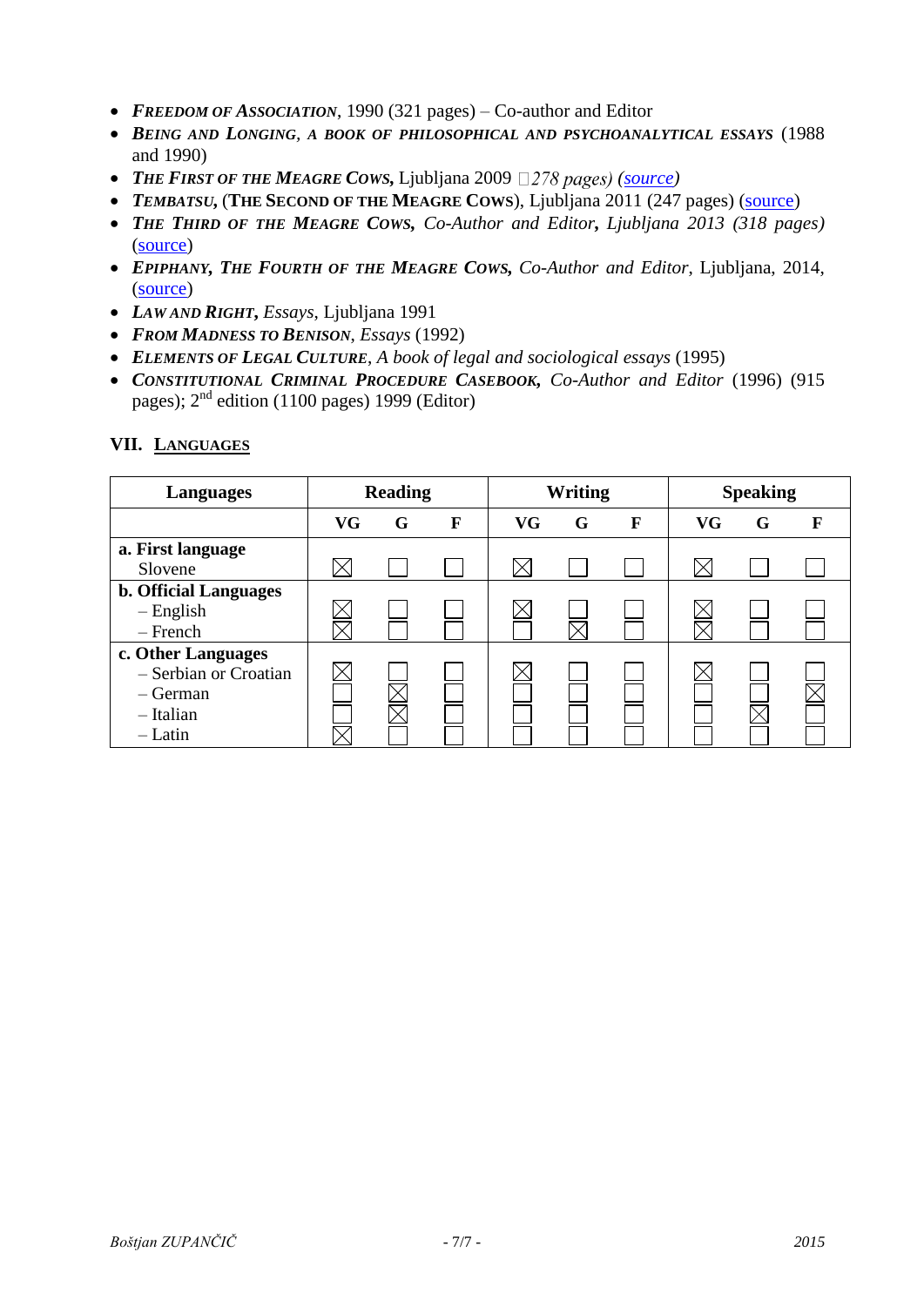- ***Freedom of Association***, 1990 (321 pages) – Co-author and Editor
- ***Being and Longing, a book of philosophical and psychoanalytical essays*** (1988 and 1990)
- ***The First of the Meagre Cows,*** Ljubljana 2009 *278 pages)* *(source)*
- ***Tembatsu,*** (**The Second of the Meagre Cows**), Ljubljana 2011 (247 pages) (source)
- ***The Third of the Meagre Cows,*** *Co-Author and Editor, Ljubljana 2013 (318 pages)* (source)
- ***Epiphany, The Fourth of the Meagre Cows,*** *Co-Author and Editor*, Ljubljana, 2014, (source)
- ***Law and Right,*** *Essays*, Ljubljana 1991
- ***From Madness to Benison***, *Essays* (1992)
- ***Elements of Legal Culture***, *A book of legal and sociological essays* (1995)
- ***Constitutional Criminal Procedure Casebook,*** *Co-Author and Editor* (1996) (915 pages); 2nd edition (1100 pages) 1999 (Editor)

## VII. Languages

| Languages | Reading | | | Writing | | | Speaking | | |
|---|---|---|---|---|---|---|---|---|---|
| | VG | G | F | VG | G | F | VG | G | F |
| **a. First language** | | | | | | | | | |
| Slovene | ☒ | ☐ | ☐ | ☒ | ☐ | ☐ | ☒ | ☐ | ☐ |
| **b. Official Languages** | | | | | | | | | |
| – English | ☒ | ☐ | ☐ | ☒ | ☐ | ☐ | ☒ | ☐ | ☐ |
| – French | ☒ | ☐ | ☐ | ☐ | ☒ | ☐ | ☒ | ☐ | ☐ |
| **c. Other Languages** | | | | | | | | | |
| – Serbian or Croatian | ☒ | ☐ | ☐ | ☒ | ☐ | ☐ | ☒ | ☐ | ☐ |
| – German | ☐ | ☒ | ☐ | ☐ | ☐ | ☐ | ☐ | ☐ | ☒ |
| – Italian | ☐ | ☒ | ☐ | ☐ | ☐ | ☐ | ☐ | ☒ | ☐ |
| – Latin | ☒ | ☐ | ☐ | ☐ | ☐ | ☐ | ☐ | ☐ | ☐ |